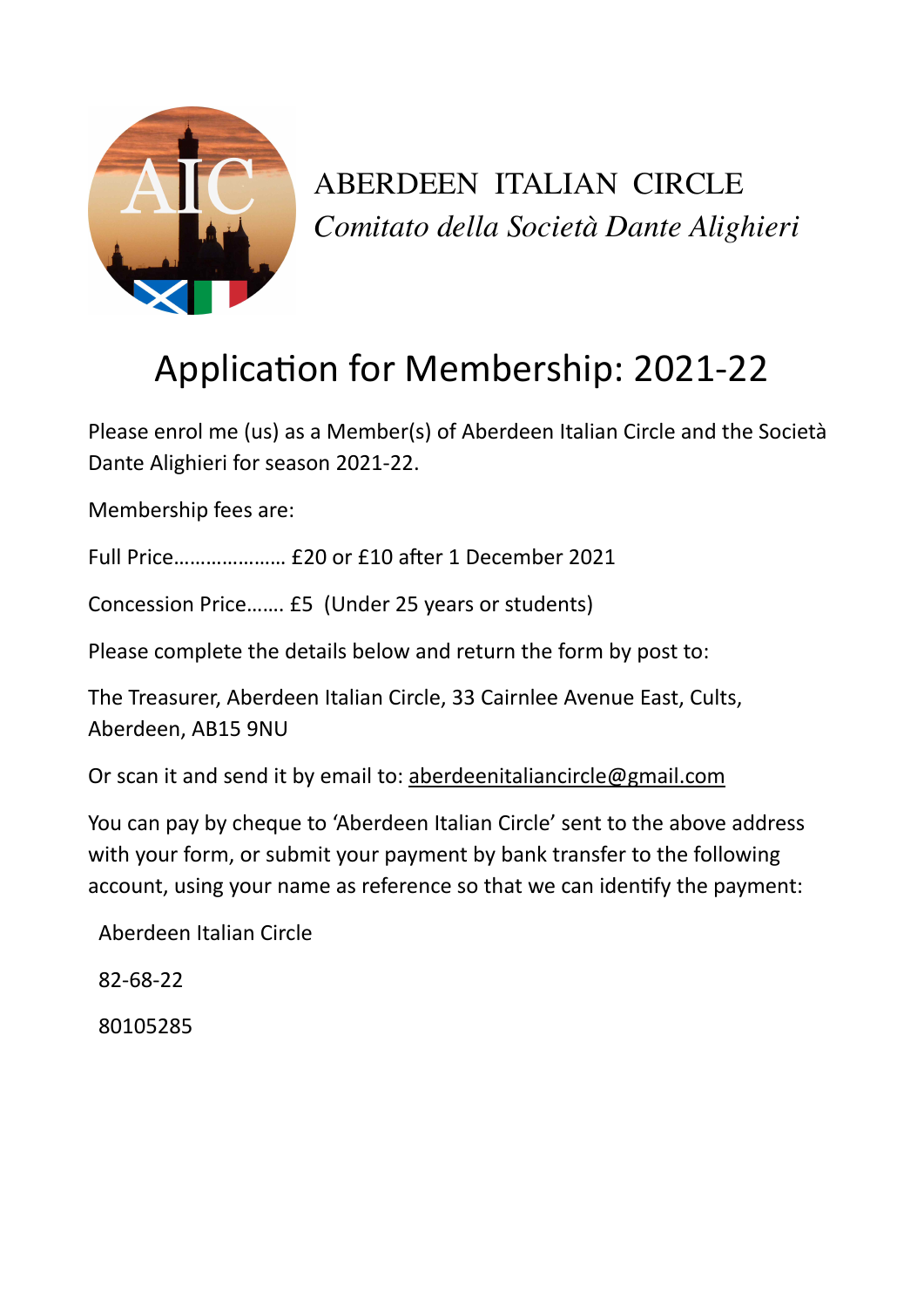ABERDEEN ITALIAN CIRCLE

*Comitato della Società Dante Alighieri*

# Application for Membership: 2021-22

Please enrol me (us) as a Member(s) of Aberdeen Italian Circle and the Società Dante Alighieri for season 2021-22.

Membership fees are:

Full Price………………… £20 or £10 after 1 December 2021

Concession Price……. £5 (Under 25 years or students)

Please complete the details below and return the form by post to:

The Treasurer, Aberdeen Italian Circle, 33 Cairnlee Avenue East, Cults, Aberdeen, AB15 9NU

Or scan it and send it by email to: aberdeenitaliancircle@gmail.com

You can pay by cheque to 'Aberdeen Italian Circle' sent to the above address with your form, or submit your payment by bank transfer to the following account, using your name as reference so that we can identify the payment:

Aberdeen Italian Circle

82-68-22

80105285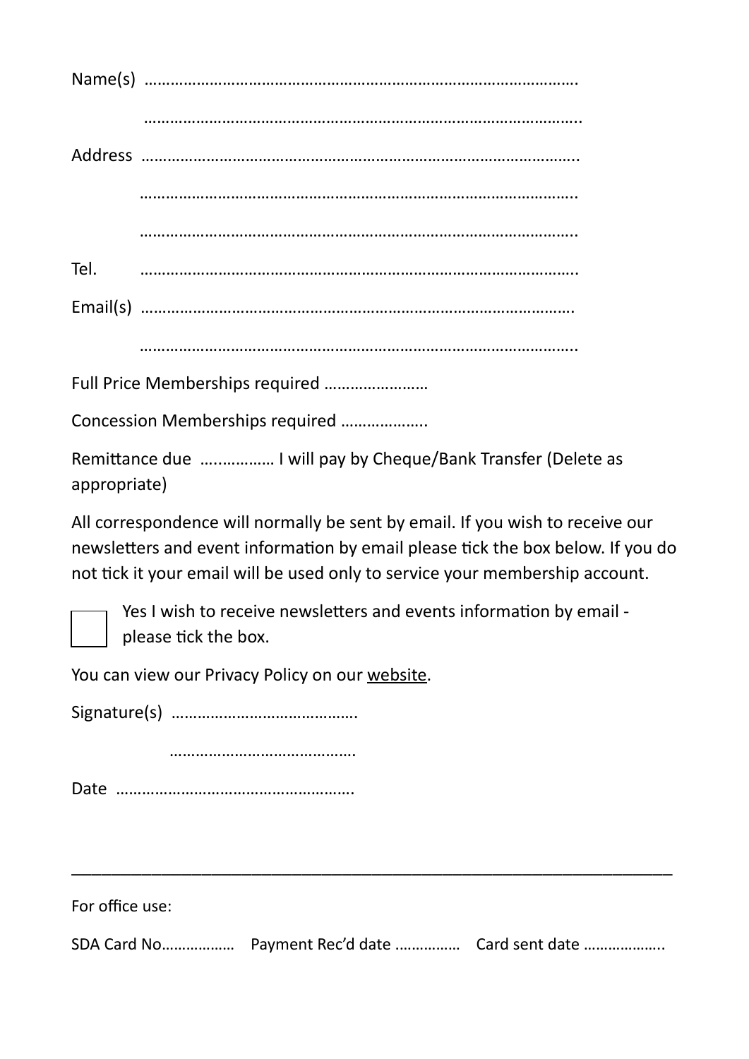Name(s) ……………………………………………………………………………………….

……………………………………………………………………………………….

Address ……………………………………………………………………………………….

……………………………………………………………………………………….

……………………………………………………………………………………….

Tel. ……………………………………………………………………………………….

Email(s) ……………………………………………………………………………………….

……………………………………………………………………………………….

Full Price Memberships required ……………………

Concession Memberships required ………………..

Remittance due ……………… I will pay by Cheque/Bank Transfer (Delete as appropriate)

All correspondence will normally be sent by email. If you wish to receive our newsletters and event information by email please tick the box below. If you do not tick it your email will be used only to service your membership account.

☐ Yes I wish to receive newsletters and events information by email - please tick the box.

You can view our Privacy Policy on our website.

Signature(s) …………………………………….

…………………………………….

Date ……………………………………………….

---

For office use:

SDA Card No……………… Payment Rec'd date ……………. Card sent date ………………..